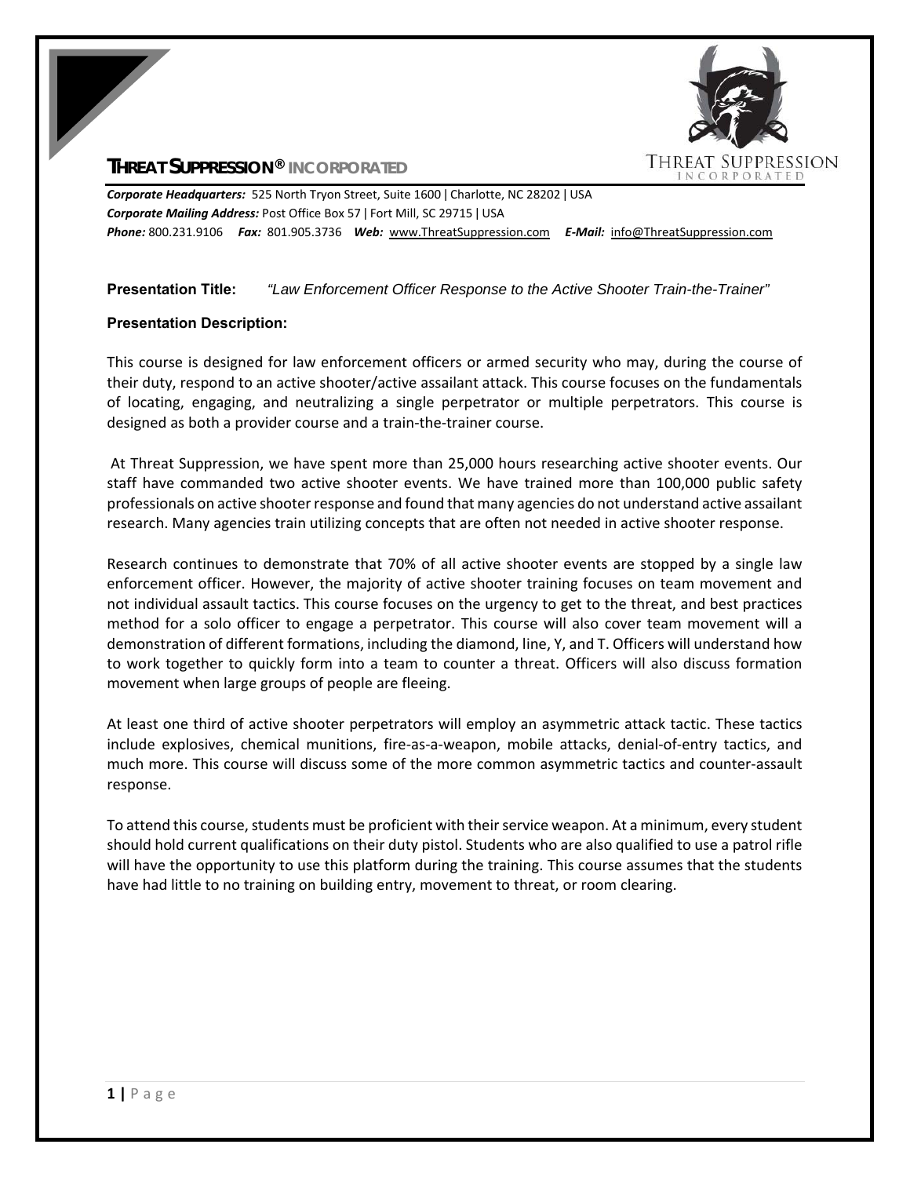**THREAT SUPPRESSION® INCORPORATED**

***Corporate Headquarters:*** 525 North Tryon Street, Suite 1600 | Charlotte, NC 28202 | USA
***Corporate Mailing Address:*** Post Office Box 57 | Fort Mill, SC 29715 | USA
***Phone:*** 800.231.9106 ***Fax:*** 801.905.3736 ***Web:*** www.ThreatSuppression.com ***E-Mail:*** info@ThreatSuppression.com

**Presentation Title:** *"Law Enforcement Officer Response to the Active Shooter Train-the-Trainer"*

**Presentation Description:**

This course is designed for law enforcement officers or armed security who may, during the course of their duty, respond to an active shooter/active assailant attack. This course focuses on the fundamentals of locating, engaging, and neutralizing a single perpetrator or multiple perpetrators. This course is designed as both a provider course and a train-the-trainer course.

At Threat Suppression, we have spent more than 25,000 hours researching active shooter events. Our staff have commanded two active shooter events. We have trained more than 100,000 public safety professionals on active shooter response and found that many agencies do not understand active assailant research. Many agencies train utilizing concepts that are often not needed in active shooter response.

Research continues to demonstrate that 70% of all active shooter events are stopped by a single law enforcement officer. However, the majority of active shooter training focuses on team movement and not individual assault tactics. This course focuses on the urgency to get to the threat, and best practices method for a solo officer to engage a perpetrator. This course will also cover team movement will a demonstration of different formations, including the diamond, line, Y, and T. Officers will understand how to work together to quickly form into a team to counter a threat. Officers will also discuss formation movement when large groups of people are fleeing.

At least one third of active shooter perpetrators will employ an asymmetric attack tactic. These tactics include explosives, chemical munitions, fire-as-a-weapon, mobile attacks, denial-of-entry tactics, and much more. This course will discuss some of the more common asymmetric tactics and counter-assault response.

To attend this course, students must be proficient with their service weapon. At a minimum, every student should hold current qualifications on their duty pistol. Students who are also qualified to use a patrol rifle will have the opportunity to use this platform during the training. This course assumes that the students have had little to no training on building entry, movement to threat, or room clearing.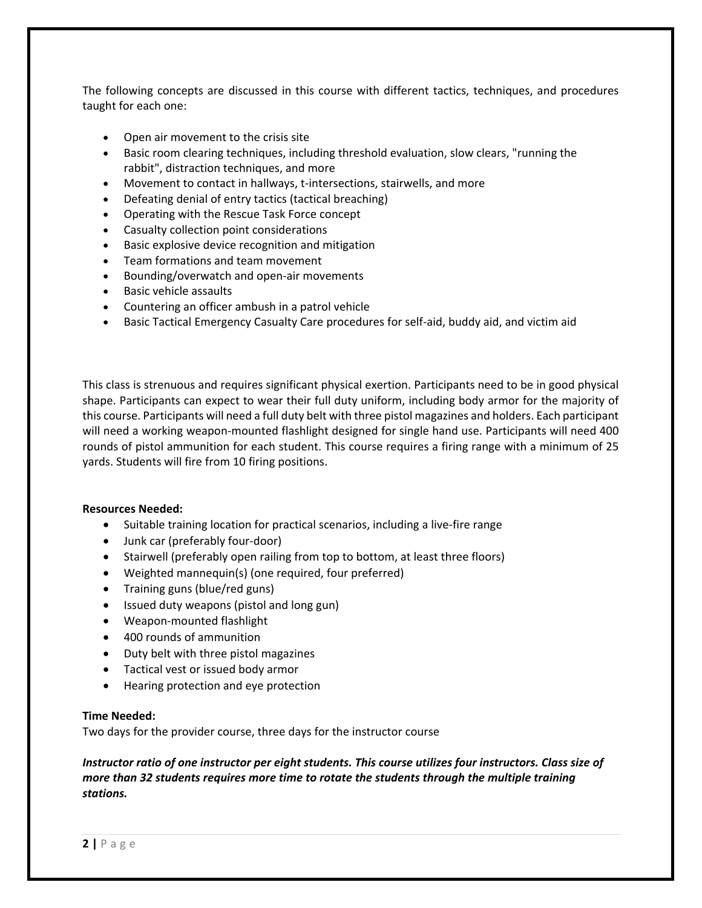The following concepts are discussed in this course with different tactics, techniques, and procedures taught for each one:

- Open air movement to the crisis site
- Basic room clearing techniques, including threshold evaluation, slow clears, "running the rabbit", distraction techniques, and more
- Movement to contact in hallways, t-intersections, stairwells, and more
- Defeating denial of entry tactics (tactical breaching)
- Operating with the Rescue Task Force concept
- Casualty collection point considerations
- Basic explosive device recognition and mitigation
- Team formations and team movement
- Bounding/overwatch and open-air movements
- Basic vehicle assaults
- Countering an officer ambush in a patrol vehicle
- Basic Tactical Emergency Casualty Care procedures for self-aid, buddy aid, and victim aid

This class is strenuous and requires significant physical exertion. Participants need to be in good physical shape. Participants can expect to wear their full duty uniform, including body armor for the majority of this course. Participants will need a full duty belt with three pistol magazines and holders. Each participant will need a working weapon-mounted flashlight designed for single hand use. Participants will need 400 rounds of pistol ammunition for each student. This course requires a firing range with a minimum of 25 yards. Students will fire from 10 firing positions.

**Resources Needed:**

- Suitable training location for practical scenarios, including a live-fire range
- Junk car (preferably four-door)
- Stairwell (preferably open railing from top to bottom, at least three floors)
- Weighted mannequin(s) (one required, four preferred)
- Training guns (blue/red guns)
- Issued duty weapons (pistol and long gun)
- Weapon-mounted flashlight
- 400 rounds of ammunition
- Duty belt with three pistol magazines
- Tactical vest or issued body armor
- Hearing protection and eye protection

**Time Needed:**
Two days for the provider course, three days for the instructor course

***Instructor ratio of one instructor per eight students. This course utilizes four instructors. Class size of more than 32 students requires more time to rotate the students through the multiple training stations.***